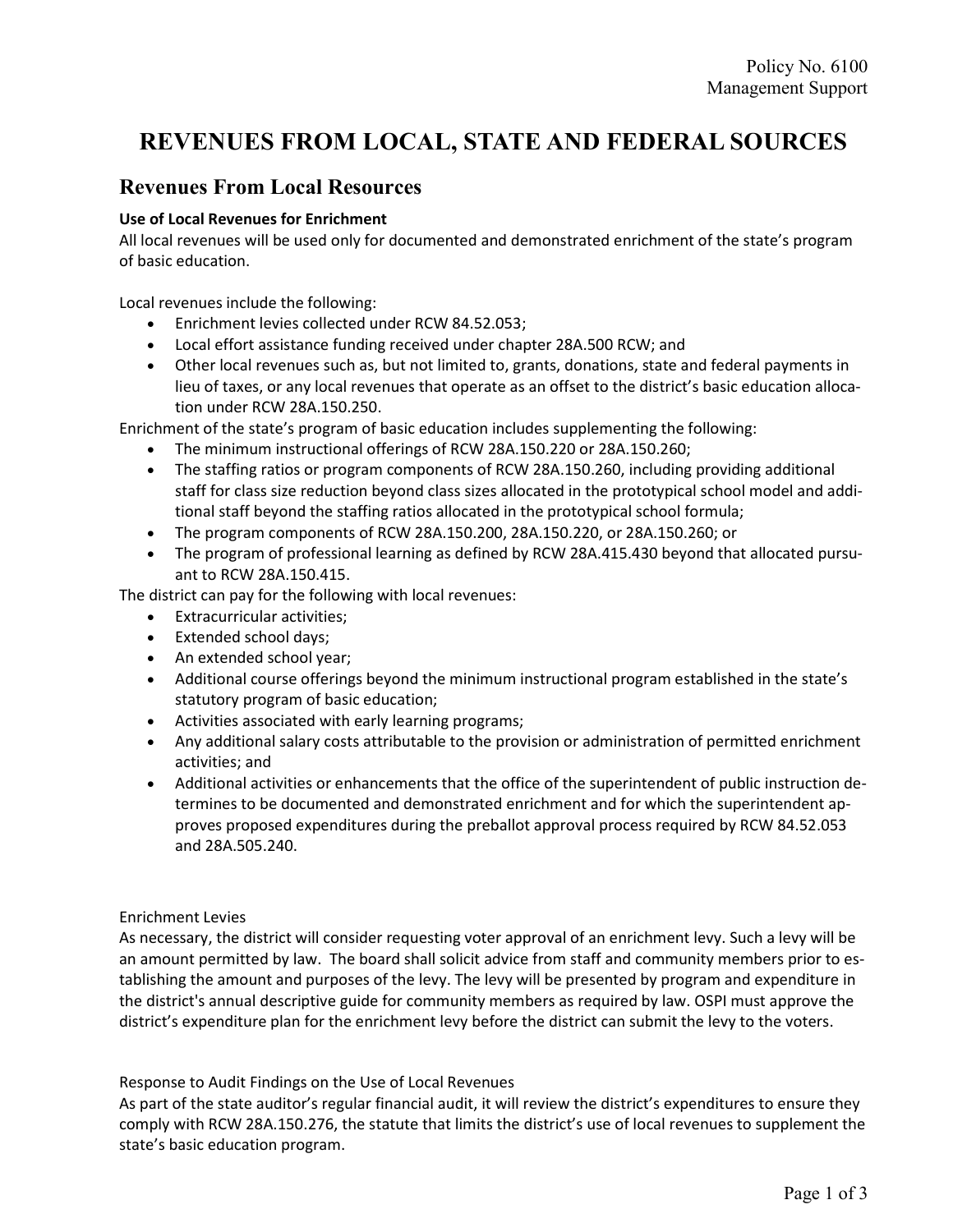Policy No. 6100
Management Support

# REVENUES FROM LOCAL, STATE AND FEDERAL SOURCES

## Revenues From Local Resources

**Use of Local Revenues for Enrichment**

All local revenues will be used only for documented and demonstrated enrichment of the state's program of basic education.

Local revenues include the following:

- Enrichment levies collected under RCW 84.52.053;
- Local effort assistance funding received under chapter 28A.500 RCW; and
- Other local revenues such as, but not limited to, grants, donations, state and federal payments in lieu of taxes, or any local revenues that operate as an offset to the district's basic education allocation under RCW 28A.150.250.

Enrichment of the state's program of basic education includes supplementing the following:

- The minimum instructional offerings of RCW 28A.150.220 or 28A.150.260;
- The staffing ratios or program components of RCW 28A.150.260, including providing additional staff for class size reduction beyond class sizes allocated in the prototypical school model and additional staff beyond the staffing ratios allocated in the prototypical school formula;
- The program components of RCW 28A.150.200, 28A.150.220, or 28A.150.260; or
- The program of professional learning as defined by RCW 28A.415.430 beyond that allocated pursuant to RCW 28A.150.415.

The district can pay for the following with local revenues:

- Extracurricular activities;
- Extended school days;
- An extended school year;
- Additional course offerings beyond the minimum instructional program established in the state's statutory program of basic education;
- Activities associated with early learning programs;
- Any additional salary costs attributable to the provision or administration of permitted enrichment activities; and
- Additional activities or enhancements that the office of the superintendent of public instruction determines to be documented and demonstrated enrichment and for which the superintendent approves proposed expenditures during the preballot approval process required by RCW 84.52.053 and 28A.505.240.

Enrichment Levies

As necessary, the district will consider requesting voter approval of an enrichment levy. Such a levy will be an amount permitted by law. The board shall solicit advice from staff and community members prior to establishing the amount and purposes of the levy. The levy will be presented by program and expenditure in the district's annual descriptive guide for community members as required by law. OSPI must approve the district's expenditure plan for the enrichment levy before the district can submit the levy to the voters.

Response to Audit Findings on the Use of Local Revenues

As part of the state auditor's regular financial audit, it will review the district's expenditures to ensure they comply with RCW 28A.150.276, the statute that limits the district's use of local revenues to supplement the state's basic education program.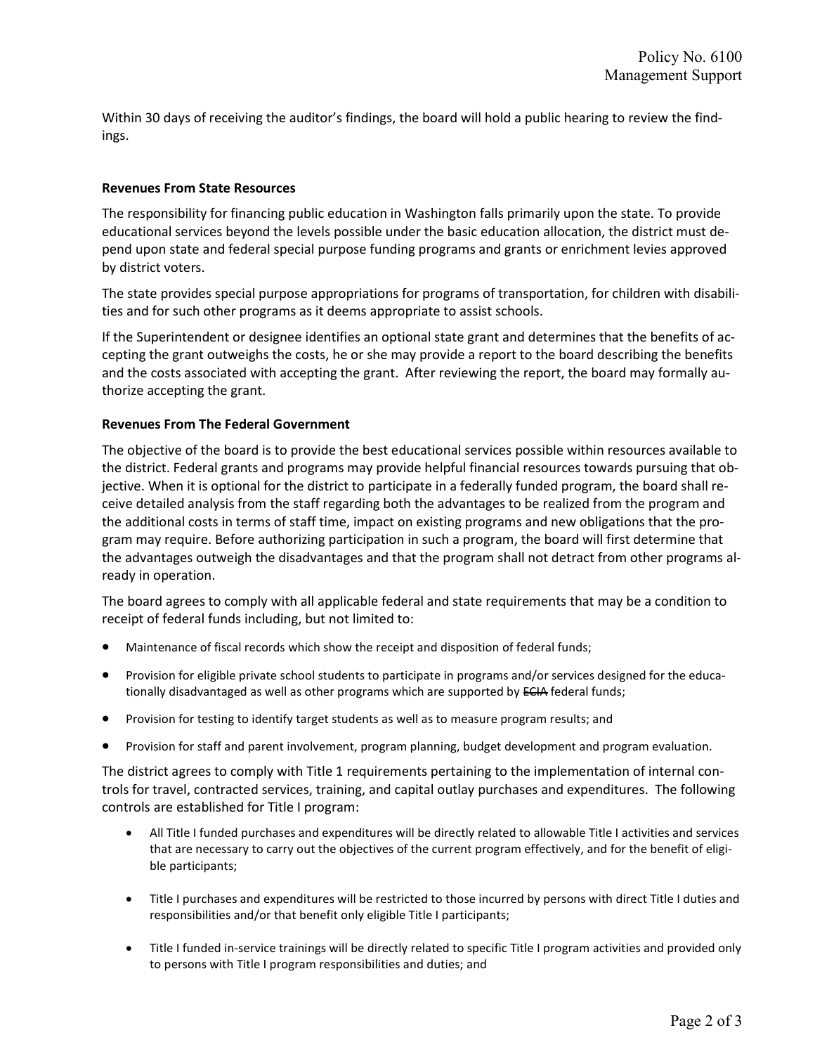Within 30 days of receiving the auditor's findings, the board will hold a public hearing to review the findings.

**Revenues From State Resources**

The responsibility for financing public education in Washington falls primarily upon the state. To provide educational services beyond the levels possible under the basic education allocation, the district must depend upon state and federal special purpose funding programs and grants or enrichment levies approved by district voters.

The state provides special purpose appropriations for programs of transportation, for children with disabilities and for such other programs as it deems appropriate to assist schools.

If the Superintendent or designee identifies an optional state grant and determines that the benefits of accepting the grant outweighs the costs, he or she may provide a report to the board describing the benefits and the costs associated with accepting the grant. After reviewing the report, the board may formally authorize accepting the grant.

**Revenues From The Federal Government**

The objective of the board is to provide the best educational services possible within resources available to the district. Federal grants and programs may provide helpful financial resources towards pursuing that objective. When it is optional for the district to participate in a federally funded program, the board shall receive detailed analysis from the staff regarding both the advantages to be realized from the program and the additional costs in terms of staff time, impact on existing programs and new obligations that the program may require. Before authorizing participation in such a program, the board will first determine that the advantages outweigh the disadvantages and that the program shall not detract from other programs already in operation.

The board agrees to comply with all applicable federal and state requirements that may be a condition to receipt of federal funds including, but not limited to:

- Maintenance of fiscal records which show the receipt and disposition of federal funds;
- Provision for eligible private school students to participate in programs and/or services designed for the educationally disadvantaged as well as other programs which are supported by ~~ECIA~~ federal funds;
- Provision for testing to identify target students as well as to measure program results; and
- Provision for staff and parent involvement, program planning, budget development and program evaluation.

The district agrees to comply with Title 1 requirements pertaining to the implementation of internal controls for travel, contracted services, training, and capital outlay purchases and expenditures. The following controls are established for Title I program:

- All Title I funded purchases and expenditures will be directly related to allowable Title I activities and services that are necessary to carry out the objectives of the current program effectively, and for the benefit of eligible participants;
- Title I purchases and expenditures will be restricted to those incurred by persons with direct Title I duties and responsibilities and/or that benefit only eligible Title I participants;
- Title I funded in-service trainings will be directly related to specific Title I program activities and provided only to persons with Title I program responsibilities and duties; and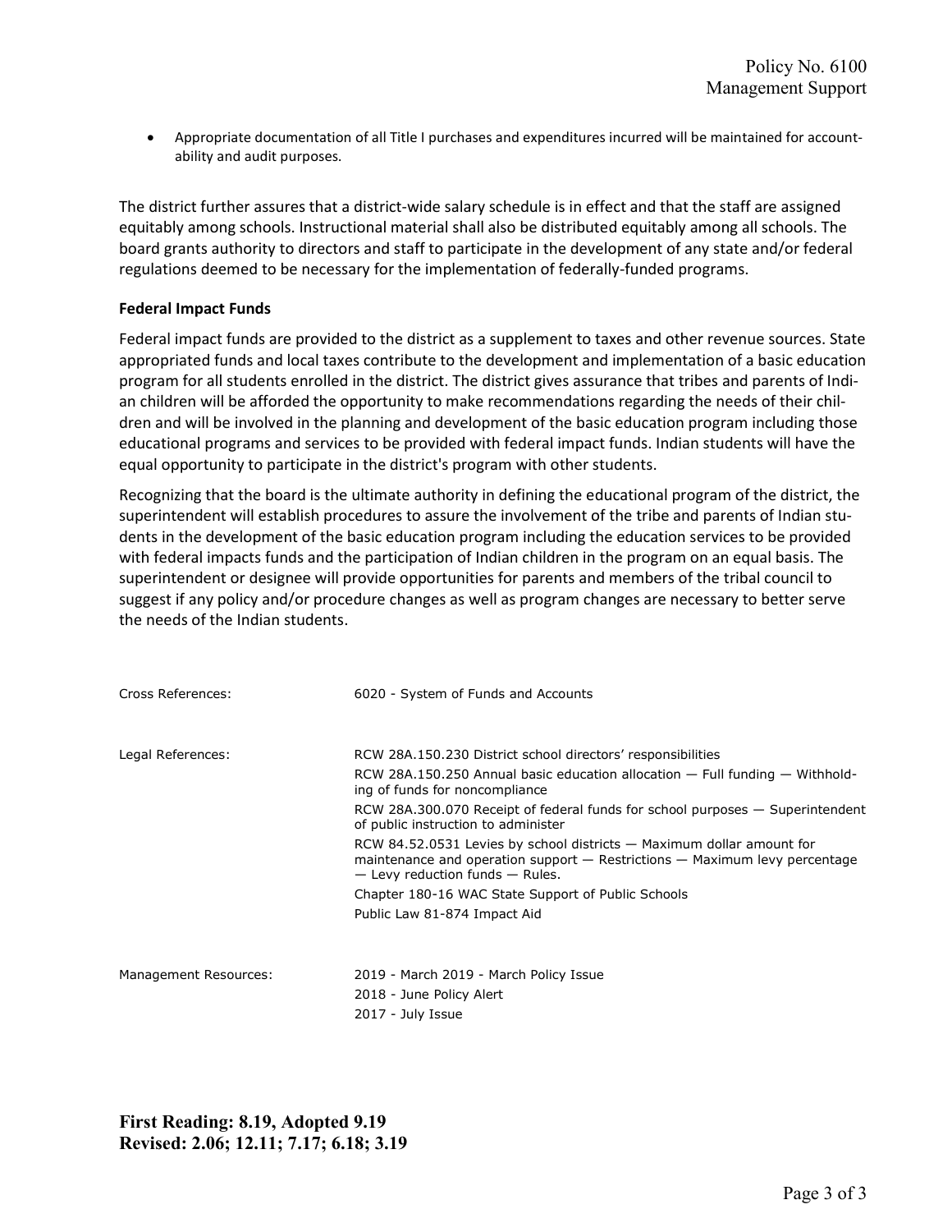- Appropriate documentation of all Title I purchases and expenditures incurred will be maintained for accountability and audit purposes.

The district further assures that a district-wide salary schedule is in effect and that the staff are assigned equitably among schools. Instructional material shall also be distributed equitably among all schools. The board grants authority to directors and staff to participate in the development of any state and/or federal regulations deemed to be necessary for the implementation of federally-funded programs.

**Federal Impact Funds**

Federal impact funds are provided to the district as a supplement to taxes and other revenue sources. State appropriated funds and local taxes contribute to the development and implementation of a basic education program for all students enrolled in the district. The district gives assurance that tribes and parents of Indian children will be afforded the opportunity to make recommendations regarding the needs of their children and will be involved in the planning and development of the basic education program including those educational programs and services to be provided with federal impact funds. Indian students will have the equal opportunity to participate in the district's program with other students.

Recognizing that the board is the ultimate authority in defining the educational program of the district, the superintendent will establish procedures to assure the involvement of the tribe and parents of Indian students in the development of the basic education program including the education services to be provided with federal impacts funds and the participation of Indian children in the program on an equal basis. The superintendent or designee will provide opportunities for parents and members of the tribal council to suggest if any policy and/or procedure changes as well as program changes are necessary to better serve the needs of the Indian students.

| | |
|---|---|
| Cross References: | 6020 - System of Funds and Accounts |
| Legal References: | RCW 28A.150.230 District school directors' responsibilities |
| | RCW 28A.150.250 Annual basic education allocation — Full funding — Withholding of funds for noncompliance |
| | RCW 28A.300.070 Receipt of federal funds for school purposes — Superintendent of public instruction to administer |
| | RCW 84.52.0531 Levies by school districts — Maximum dollar amount for maintenance and operation support — Restrictions — Maximum levy percentage — Levy reduction funds — Rules. |
| | Chapter 180-16 WAC State Support of Public Schools |
| | Public Law 81-874 Impact Aid |
| Management Resources: | 2019 - March 2019 - March Policy Issue |
| | 2018 - June Policy Alert |
| | 2017 - July Issue |

**First Reading: 8.19, Adopted 9.19**
**Revised: 2.06; 12.11; 7.17; 6.18; 3.19**